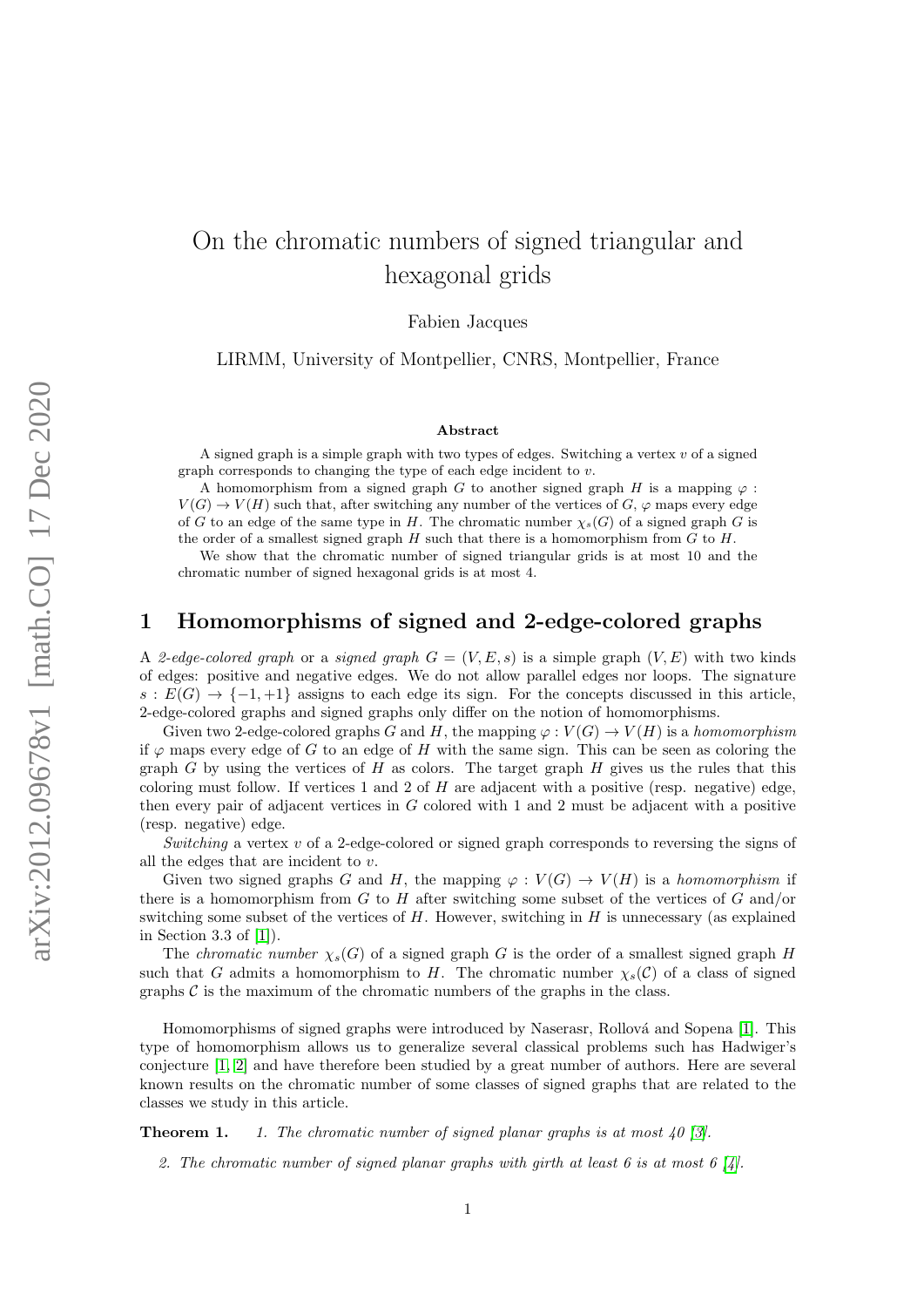# On the chromatic numbers of signed triangular and hexagonal grids

Fabien Jacques

LIRMM, University of Montpellier, CNRS, Montpellier, France

### Abstract

A signed graph is a simple graph with two types of edges. Switching a vertex $v$ of a signed graph corresponds to changing the type of each edge incident to $v$.

A homomorphism from a signed graph $G$ to another signed graph $H$ is a mapping $\varphi : V(G) \to V(H)$ such that, after switching any number of the vertices of $G$, $\varphi$ maps every edge of $G$ to an edge of the same type in $H$. The chromatic number $\chi_s(G)$ of a signed graph $G$ is the order of a smallest signed graph $H$ such that there is a homomorphism from $G$ to $H$.

We show that the chromatic number of signed triangular grids is at most 10 and the chromatic number of signed hexagonal grids is at most 4.

## 1 Homomorphisms of signed and 2-edge-colored graphs

A *2-edge-colored graph* or a *signed graph* $G = (V, E, s)$ is a simple graph $(V, E)$ with two kinds of edges: positive and negative edges. We do not allow parallel edges nor loops. The signature $s : E(G) \to \{-1, +1\}$ assigns to each edge its sign. For the concepts discussed in this article, 2-edge-colored graphs and signed graphs only differ on the notion of homomorphisms.

Given two 2-edge-colored graphs $G$ and $H$, the mapping $\varphi : V(G) \to V(H)$ is a *homomorphism* if $\varphi$ maps every edge of $G$ to an edge of $H$ with the same sign. This can be seen as coloring the graph $G$ by using the vertices of $H$ as colors. The target graph $H$ gives us the rules that this coloring must follow. If vertices 1 and 2 of $H$ are adjacent with a positive (resp. negative) edge, then every pair of adjacent vertices in $G$ colored with 1 and 2 must be adjacent with a positive (resp. negative) edge.

*Switching* a vertex $v$ of a 2-edge-colored or signed graph corresponds to reversing the signs of all the edges that are incident to $v$.

Given two signed graphs $G$ and $H$, the mapping $\varphi : V(G) \to V(H)$ is a *homomorphism* if there is a homomorphism from $G$ to $H$ after switching some subset of the vertices of $G$ and/or switching some subset of the vertices of $H$. However, switching in $H$ is unnecessary (as explained in Section 3.3 of [1]).

The *chromatic number* $\chi_s(G)$ of a signed graph $G$ is the order of a smallest signed graph $H$ such that $G$ admits a homomorphism to $H$. The chromatic number $\chi_s(\mathcal{C})$ of a class of signed graphs $\mathcal{C}$ is the maximum of the chromatic numbers of the graphs in the class.

Homomorphisms of signed graphs were introduced by Naserasr, Rollová and Sopena [1]. This type of homomorphism allows us to generalize several classical problems such has Hadwiger's conjecture [1, 2] and have therefore been studied by a great number of authors. Here are several known results on the chromatic number of some classes of signed graphs that are related to the classes we study in this article.

**Theorem 1.**

1. *The chromatic number of signed planar graphs is at most 40 [3].*
2. *The chromatic number of signed planar graphs with girth at least 6 is at most 6 [4].*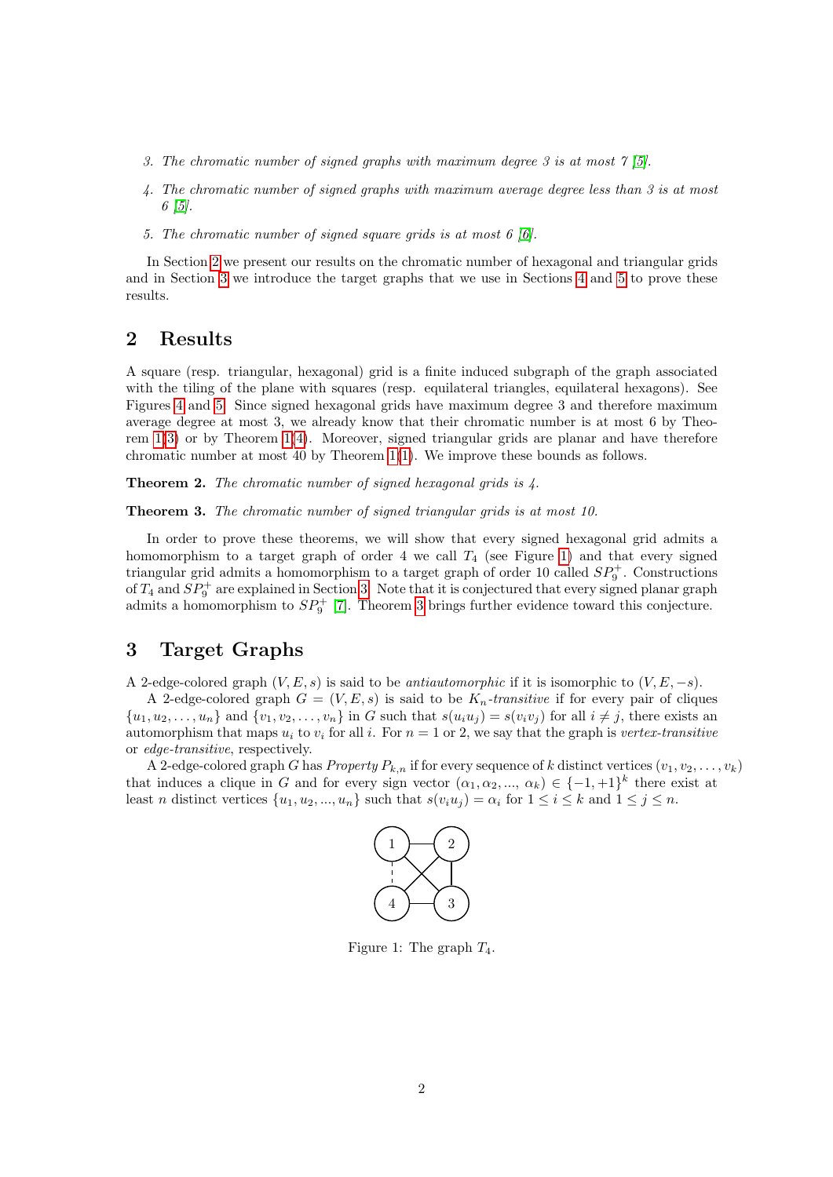3. *The chromatic number of signed graphs with maximum degree 3 is at most 7 [5].*
4. *The chromatic number of signed graphs with maximum average degree less than 3 is at most 6 [5].*
5. *The chromatic number of signed square grids is at most 6 [6].*

In Section 2 we present our results on the chromatic number of hexagonal and triangular grids and in Section 3 we introduce the target graphs that we use in Sections 4 and 5 to prove these results.

## 2 Results

A square (resp. triangular, hexagonal) grid is a finite induced subgraph of the graph associated with the tiling of the plane with squares (resp. equilateral triangles, equilateral hexagons). See Figures 4 and 5. Since signed hexagonal grids have maximum degree 3 and therefore maximum average degree at most 3, we already know that their chromatic number is at most 6 by Theorem 1(3) or by Theorem 1(4). Moreover, signed triangular grids are planar and have therefore chromatic number at most 40 by Theorem 1(1). We improve these bounds as follows.

**Theorem 2.** *The chromatic number of signed hexagonal grids is 4.*

**Theorem 3.** *The chromatic number of signed triangular grids is at most 10.*

In order to prove these theorems, we will show that every signed hexagonal grid admits a homomorphism to a target graph of order 4 we call $T_4$ (see Figure 1) and that every signed triangular grid admits a homomorphism to a target graph of order 10 called $SP_9^+$. Constructions of $T_4$ and $SP_9^+$ are explained in Section 3. Note that it is conjectured that every signed planar graph admits a homomorphism to $SP_9^+$ [7]. Theorem 3 brings further evidence toward this conjecture.

## 3 Target Graphs

A 2-edge-colored graph $(V, E, s)$ is said to be *antiautomorphic* if it is isomorphic to $(V, E, -s)$.

A 2-edge-colored graph $G = (V, E, s)$ is said to be *$K_n$-transitive* if for every pair of cliques $\{u_1, u_2, \dots, u_n\}$ and $\{v_1, v_2, \dots, v_n\}$ in $G$ such that $s(u_iu_j) = s(v_iv_j)$ for all $i \neq j$, there exists an automorphism that maps $u_i$ to $v_i$ for all $i$. For $n = 1$ or 2, we say that the graph is *vertex-transitive* or *edge-transitive*, respectively.

A 2-edge-colored graph $G$ has *Property $P_{k,n}$* if for every sequence of $k$ distinct vertices $(v_1, v_2, \dots, v_k)$ that induces a clique in $G$ and for every sign vector $(\alpha_1, \alpha_2, ..., \alpha_k) \in \{-1, +1\}^k$ there exist at least $n$ distinct vertices $\{u_1, u_2, ..., u_n\}$ such that $s(v_iu_j) = \alpha_i$ for $1 \leq i \leq k$ and $1 \leq j \leq n$.

Figure 1: The graph $T_4$.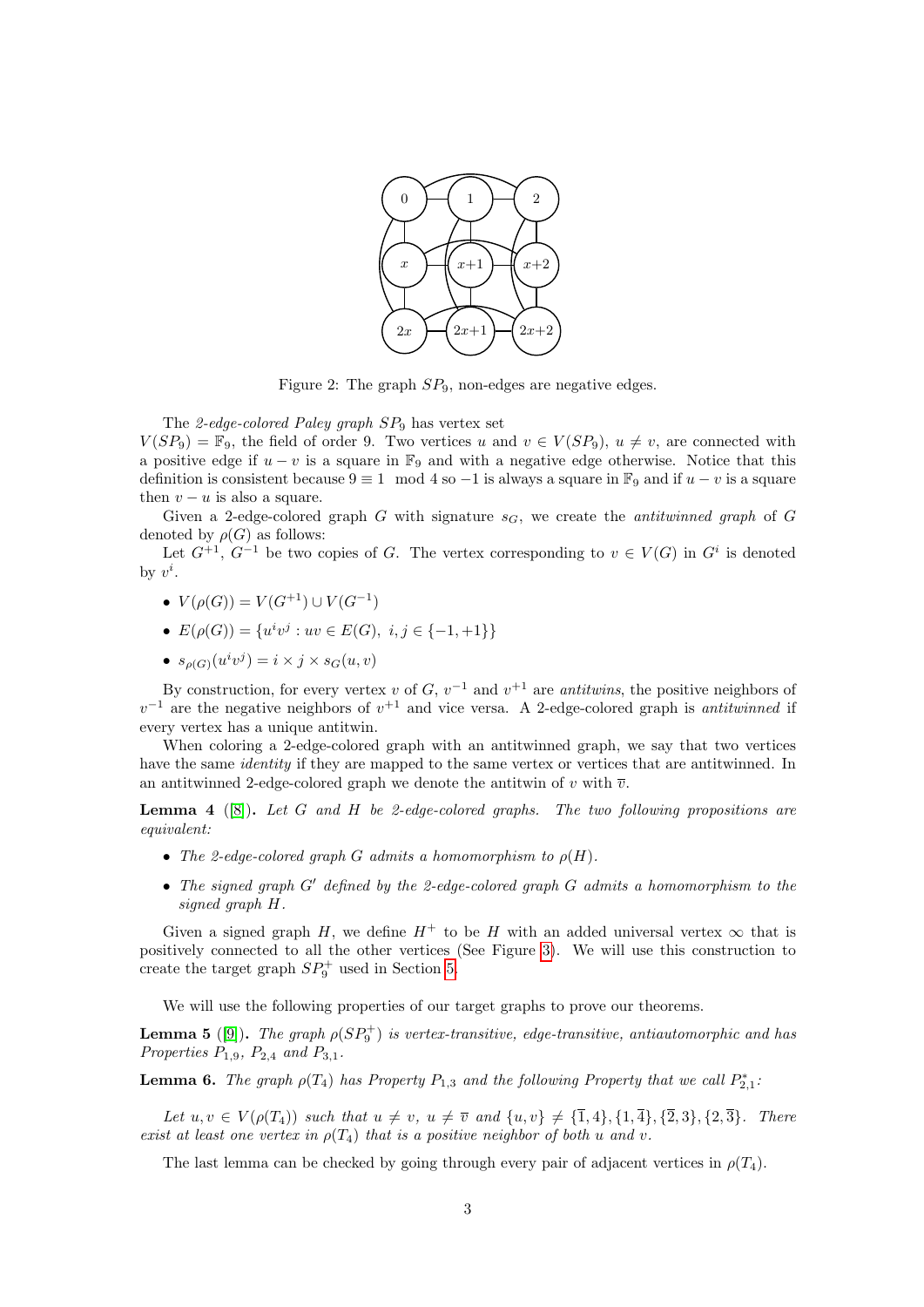Figure 2: The graph $SP_9$, non-edges are negative edges.

The *2-edge-colored Paley graph* $SP_9$ has vertex set $V(SP_9) = \mathbb{F}_9$, the field of order 9. Two vertices $u$ and $v \in V(SP_9)$, $u \neq v$, are connected with a positive edge if $u - v$ is a square in $\mathbb{F}_9$ and with a negative edge otherwise. Notice that this definition is consistent because $9 \equiv 1 \mod 4$ so $-1$ is always a square in $\mathbb{F}_9$ and if $u - v$ is a square then $v - u$ is also a square.

Given a 2-edge-colored graph $G$ with signature $s_G$, we create the *antitwinned graph* of $G$ denoted by $\rho(G)$ as follows:

Let $G^{+1}$, $G^{-1}$ be two copies of $G$. The vertex corresponding to $v \in V(G)$ in $G^i$ is denoted by $v^i$.

- $V(\rho(G)) = V(G^{+1}) \cup V(G^{-1})$
- $E(\rho(G)) = \{u^i v^j : uv \in E(G),\ i, j \in \{-1, +1\}\}$
- $s_{\rho(G)}(u^i v^j) = i \times j \times s_G(u, v)$

By construction, for every vertex $v$ of $G$, $v^{-1}$ and $v^{+1}$ are *antitwins*, the positive neighbors of $v^{-1}$ are the negative neighbors of $v^{+1}$ and vice versa. A 2-edge-colored graph is *antitwinned* if every vertex has a unique antitwin.

When coloring a 2-edge-colored graph with an antitwinned graph, we say that two vertices have the same *identity* if they are mapped to the same vertex or vertices that are antitwinned. In an antitwinned 2-edge-colored graph we denote the antitwin of $v$ with $\overline{v}$.

**Lemma 4** ([8]). *Let $G$ and $H$ be 2-edge-colored graphs. The two following propositions are equivalent:*

- *The 2-edge-colored graph $G$ admits a homomorphism to $\rho(H)$.*
- *The signed graph $G'$ defined by the 2-edge-colored graph $G$ admits a homomorphism to the signed graph $H$.*

Given a signed graph $H$, we define $H^+$ to be $H$ with an added universal vertex $\infty$ that is positively connected to all the other vertices (See Figure 3). We will use this construction to create the target graph $SP_9^+$ used in Section 5.

We will use the following properties of our target graphs to prove our theorems.

**Lemma 5** ([9]). *The graph $\rho(SP_9^+)$ is vertex-transitive, edge-transitive, antiautomorphic and has Properties $P_{1,9}$, $P_{2,4}$ and $P_{3,1}$.*

**Lemma 6.** *The graph $\rho(T_4)$ has Property $P_{1,3}$ and the following Property that we call $P_{2,1}^*$:*

*Let $u, v \in V(\rho(T_4))$ such that $u \neq v$, $u \neq \overline{v}$ and $\{u, v\} \neq \{\overline{1}, 4\}, \{1, \overline{4}\}, \{\overline{2}, 3\}, \{2, \overline{3}\}$. There exist at least one vertex in $\rho(T_4)$ that is a positive neighbor of both $u$ and $v$.*

The last lemma can be checked by going through every pair of adjacent vertices in $\rho(T_4)$.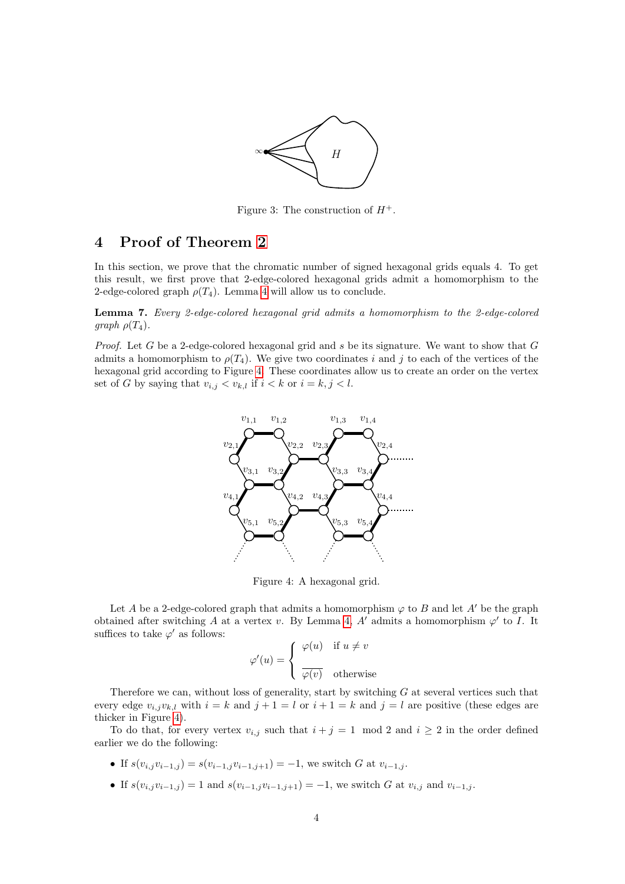Figure 3: The construction of $H^+$.

# 4 Proof of Theorem 2

In this section, we prove that the chromatic number of signed hexagonal grids equals 4. To get this result, we first prove that 2-edge-colored hexagonal grids admit a homomorphism to the 2-edge-colored graph $\rho(T_4)$. Lemma 4 will allow us to conclude.

**Lemma 7.** *Every 2-edge-colored hexagonal grid admits a homomorphism to the 2-edge-colored graph $\rho(T_4)$.*

*Proof.* Let $G$ be a 2-edge-colored hexagonal grid and $s$ be its signature. We want to show that $G$ admits a homomorphism to $\rho(T_4)$. We give two coordinates $i$ and $j$ to each of the vertices of the hexagonal grid according to Figure 4. These coordinates allow us to create an order on the vertex set of $G$ by saying that $v_{i,j} < v_{k,l}$ if $i < k$ or $i = k, j < l$.

Figure 4: A hexagonal grid.

Let $A$ be a 2-edge-colored graph that admits a homomorphism $\varphi$ to $B$ and let $A'$ be the graph obtained after switching $A$ at a vertex $v$. By Lemma 4, $A'$ admits a homomorphism $\varphi'$ to $I$. It suffices to take $\varphi'$ as follows:

$$\varphi'(u) = \begin{cases} \varphi(u) & \text{if } u \neq v \\ \overline{\varphi(v)} & \text{otherwise} \end{cases}$$

Therefore we can, without loss of generality, start by switching $G$ at several vertices such that every edge $v_{i,j}v_{k,l}$ with $i = k$ and $j + 1 = l$ or $i + 1 = k$ and $j = l$ are positive (these edges are thicker in Figure 4).

To do that, for every vertex $v_{i,j}$ such that $i + j = 1 \mod 2$ and $i \geq 2$ in the order defined earlier we do the following:

- If $s(v_{i,j}v_{i-1,j}) = s(v_{i-1,j}v_{i-1,j+1}) = -1$, we switch $G$ at $v_{i-1,j}$.
- If $s(v_{i,j}v_{i-1,j}) = 1$ and $s(v_{i-1,j}v_{i-1,j+1}) = -1$, we switch $G$ at $v_{i,j}$ and $v_{i-1,j}$.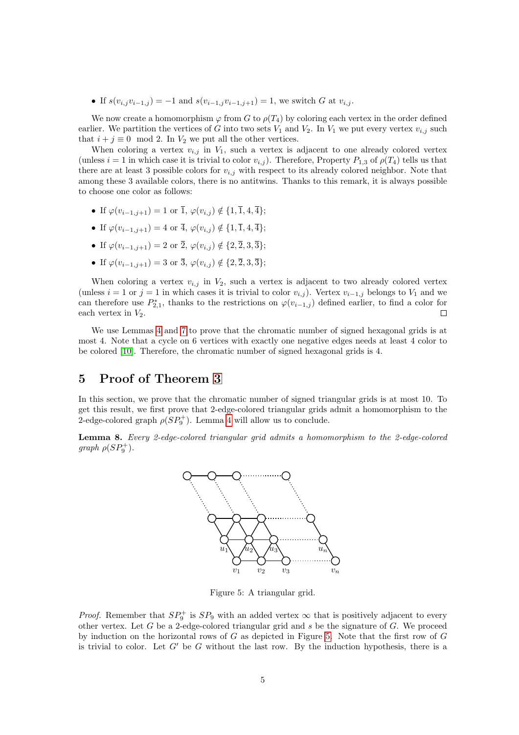- If $s(v_{i,j}v_{i-1,j}) = -1$ and $s(v_{i-1,j}v_{i-1,j+1}) = 1$, we switch $G$ at $v_{i,j}$.

We now create a homomorphism $\varphi$ from $G$ to $\rho(T_4)$ by coloring each vertex in the order defined earlier. We partition the vertices of $G$ into two sets $V_1$ and $V_2$. In $V_1$ we put every vertex $v_{i,j}$ such that $i + j \equiv 0 \mod 2$. In $V_2$ we put all the other vertices.

When coloring a vertex $v_{i,j}$ in $V_1$, such a vertex is adjacent to one already colored vertex (unless $i = 1$ in which case it is trivial to color $v_{i,j}$). Therefore, Property $P_{1,3}$ of $\rho(T_4)$ tells us that there are at least 3 possible colors for $v_{i,j}$ with respect to its already colored neighbor. Note that among these 3 available colors, there is no antitwins. Thanks to this remark, it is always possible to choose one color as follows:

- If $\varphi(v_{i-1,j+1}) = 1$ or $\overline{1}$, $\varphi(v_{i,j}) \notin \{1, \overline{1}, 4, \overline{4}\}$;
- If $\varphi(v_{i-1,j+1}) = 4$ or $\overline{4}$, $\varphi(v_{i,j}) \notin \{1, \overline{1}, 4, \overline{4}\}$;
- If $\varphi(v_{i-1,j+1}) = 2$ or $\overline{2}$, $\varphi(v_{i,j}) \notin \{2, \overline{2}, 3, \overline{3}\}$;
- If $\varphi(v_{i-1,j+1}) = 3$ or $\overline{3}$, $\varphi(v_{i,j}) \notin \{2, \overline{2}, 3, \overline{3}\}$;

When coloring a vertex $v_{i,j}$ in $V_2$, such a vertex is adjacent to two already colored vertex (unless $i = 1$ or $j = 1$ in which cases it is trivial to color $v_{i,j}$). Vertex $v_{i-1,j}$ belongs to $V_1$ and we can therefore use $P^*_{2,1}$, thanks to the restrictions on $\varphi(v_{i-1,j})$ defined earlier, to find a color for each vertex in $V_2$. □

We use Lemmas 4 and 7 to prove that the chromatic number of signed hexagonal grids is at most 4. Note that a cycle on 6 vertices with exactly one negative edges needs at least 4 color to be colored [10]. Therefore, the chromatic number of signed hexagonal grids is 4.

## 5 Proof of Theorem 3

In this section, we prove that the chromatic number of signed triangular grids is at most 10. To get this result, we first prove that 2-edge-colored triangular grids admit a homomorphism to the 2-edge-colored graph $\rho(SP_9^+)$. Lemma 4 will allow us to conclude.

**Lemma 8.** *Every 2-edge-colored triangular grid admits a homomorphism to the 2-edge-colored graph $\rho(SP_9^+)$.*

Figure 5: A triangular grid.

*Proof.* Remember that $SP_9^+$ is $SP_9$ with an added vertex $\infty$ that is positively adjacent to every other vertex. Let $G$ be a 2-edge-colored triangular grid and $s$ be the signature of $G$. We proceed by induction on the horizontal rows of $G$ as depicted in Figure 5. Note that the first row of $G$ is trivial to color. Let $G'$ be $G$ without the last row. By the induction hypothesis, there is a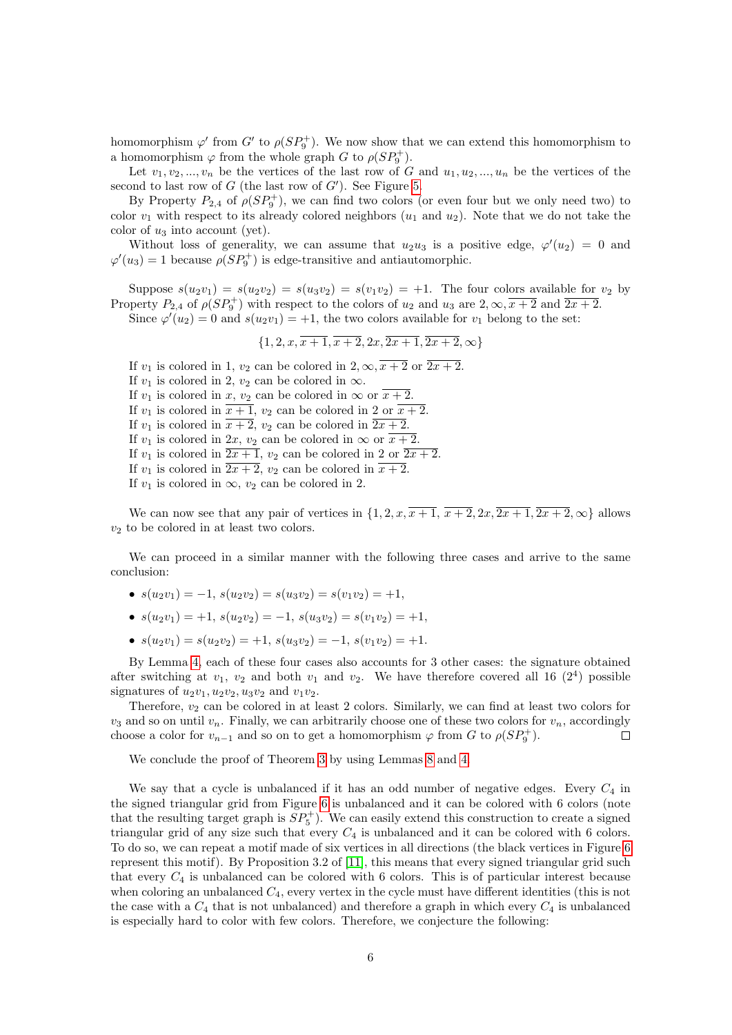homomorphism $\varphi'$ from $G'$ to $\rho(SP_9^+)$. We now show that we can extend this homomorphism to a homomorphism $\varphi$ from the whole graph $G$ to $\rho(SP_9^+)$.

Let $v_1, v_2, ..., v_n$ be the vertices of the last row of $G$ and $u_1, u_2, ..., u_n$ be the vertices of the second to last row of $G$ (the last row of $G'$). See Figure 5.

By Property $P_{2,4}$ of $\rho(SP_9^+)$, we can find two colors (or even four but we only need two) to color $v_1$ with respect to its already colored neighbors ($u_1$ and $u_2$). Note that we do not take the color of $u_3$ into account (yet).

Without loss of generality, we can assume that $u_2u_3$ is a positive edge, $\varphi'(u_2) = 0$ and $\varphi'(u_3) = 1$ because $\rho(SP_9^+)$ is edge-transitive and antiautomorphic.

Suppose $s(u_2v_1) = s(u_2v_2) = s(u_3v_2) = s(v_1v_2) = +1$. The four colors available for $v_2$ by Property $P_{2,4}$ of $\rho(SP_9^+)$ with respect to the colors of $u_2$ and $u_3$ are $2, \infty, \overline{x+2}$ and $\overline{2x+2}$.

Since $\varphi'(u_2) = 0$ and $s(u_2v_1) = +1$, the two colors available for $v_1$ belong to the set:

$$\{1, 2, x, \overline{x+1}, \overline{x+2}, 2x, \overline{2x+1}, \overline{2x+2}, \infty\}$$

If $v_1$ is colored in 1, $v_2$ can be colored in $2, \infty, \overline{x+2}$ or $\overline{2x+2}$.
If $v_1$ is colored in 2, $v_2$ can be colored in $\infty$.
If $v_1$ is colored in $x$, $v_2$ can be colored in $\infty$ or $\overline{x+2}$.
If $v_1$ is colored in $\overline{x+1}$, $v_2$ can be colored in 2 or $\overline{x+2}$.
If $v_1$ is colored in $\overline{x+2}$, $v_2$ can be colored in $\overline{2x+2}$.
If $v_1$ is colored in $2x$, $v_2$ can be colored in $\infty$ or $\overline{x+2}$.
If $v_1$ is colored in $\overline{2x+1}$, $v_2$ can be colored in 2 or $\overline{2x+2}$.
If $v_1$ is colored in $\overline{2x+2}$, $v_2$ can be colored in $\overline{x+2}$.
If $v_1$ is colored in $\infty$, $v_2$ can be colored in 2.

We can now see that any pair of vertices in $\{1, 2, x, \overline{x+1}, \overline{x+2}, 2x, \overline{2x+1}, \overline{2x+2}, \infty\}$ allows $v_2$ to be colored in at least two colors.

We can proceed in a similar manner with the following three cases and arrive to the same conclusion:

- $s(u_2v_1) = -1$, $s(u_2v_2) = s(u_3v_2) = s(v_1v_2) = +1$,
- $s(u_2v_1) = +1$, $s(u_2v_2) = -1$, $s(u_3v_2) = s(v_1v_2) = +1$,
- $s(u_2v_1) = s(u_2v_2) = +1$, $s(u_3v_2) = -1$, $s(v_1v_2) = +1$.

By Lemma 4, each of these four cases also accounts for 3 other cases: the signature obtained after switching at $v_1$, $v_2$ and both $v_1$ and $v_2$. We have therefore covered all 16 ($2^4$) possible signatures of $u_2v_1, u_2v_2, u_3v_2$ and $v_1v_2$.

Therefore, $v_2$ can be colored in at least 2 colors. Similarly, we can find at least two colors for $v_3$ and so on until $v_n$. Finally, we can arbitrarily choose one of these two colors for $v_n$, accordingly choose a color for $v_{n-1}$ and so on to get a homomorphism $\varphi$ from $G$ to $\rho(SP_9^+)$. $\square$

We conclude the proof of Theorem 3 by using Lemmas 8 and 4.

We say that a cycle is unbalanced if it has an odd number of negative edges. Every $C_4$ in the signed triangular grid from Figure 6 is unbalanced and it can be colored with 6 colors (note that the resulting target graph is $SP_5^+$). We can easily extend this construction to create a signed triangular grid of any size such that every $C_4$ is unbalanced and it can be colored with 6 colors. To do so, we can repeat a motif made of six vertices in all directions (the black vertices in Figure 6 represent this motif). By Proposition 3.2 of [11], this means that every signed triangular grid such that every $C_4$ is unbalanced can be colored with 6 colors. This is of particular interest because when coloring an unbalanced $C_4$, every vertex in the cycle must have different identities (this is not the case with a $C_4$ that is not unbalanced) and therefore a graph in which every $C_4$ is unbalanced is especially hard to color with few colors. Therefore, we conjecture the following: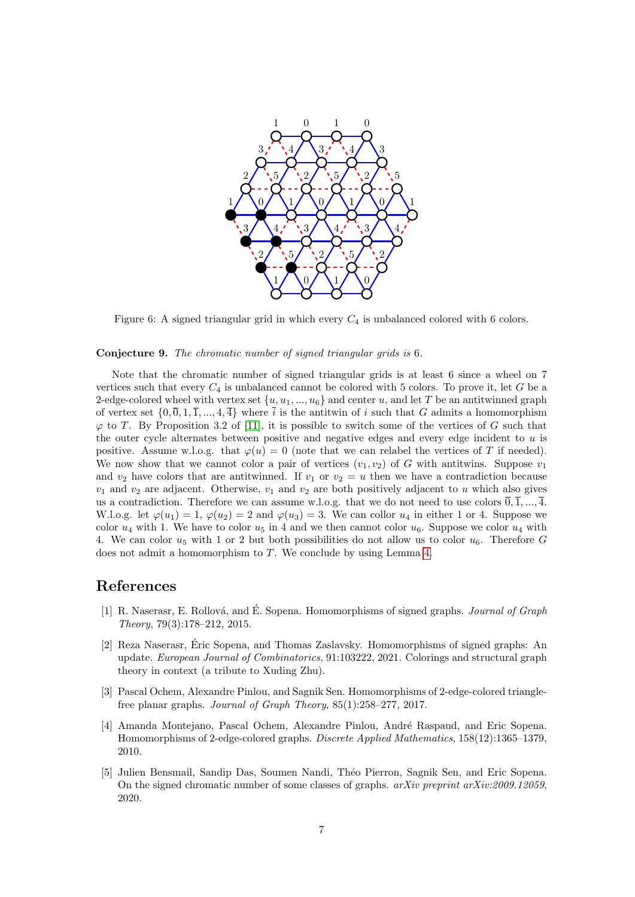Figure 6: A signed triangular grid in which every $C_4$ is unbalanced colored with 6 colors.

**Conjecture 9.** *The chromatic number of signed triangular grids is 6.*

Note that the chromatic number of signed triangular grids is at least 6 since a wheel on 7 vertices such that every $C_4$ is unbalanced cannot be colored with 5 colors. To prove it, let $G$ be a 2-edge-colored wheel with vertex set $\{u, u_1, ..., u_6\}$ and center $u$, and let $T$ be an antitwinned graph of vertex set $\{0, \overline{0}, 1, \overline{1}, ..., 4, \overline{4}\}$ where $\overline{i}$ is the antitwin of $i$ such that $G$ admits a homomorphism $\varphi$ to $T$. By Proposition 3.2 of [11], it is possible to switch some of the vertices of $G$ such that the outer cycle alternates between positive and negative edges and every edge incident to $u$ is positive. Assume w.l.o.g. that $\varphi(u) = 0$ (note that we can relabel the vertices of $T$ if needed). We now show that we cannot color a pair of vertices $(v_1, v_2)$ of $G$ with antitwins. Suppose $v_1$ and $v_2$ have colors that are antitwinned. If $v_1$ or $v_2 = u$ then we have a contradiction because $v_1$ and $v_2$ are adjacent. Otherwise, $v_1$ and $v_2$ are both positively adjacent to $u$ which also gives us a contradiction. Therefore we can assume w.l.o.g. that we do not need to use colors $\overline{0}, \overline{1}, ..., \overline{4}$. W.l.o.g. let $\varphi(u_1) = 1$, $\varphi(u_2) = 2$ and $\varphi(u_3) = 3$. We can collor $u_4$ in either 1 or 4. Suppose we color $u_4$ with 1. We have to color $u_5$ in 4 and we then cannot color $u_6$. Suppose we color $u_4$ with 4. We can color $u_5$ with 1 or 2 but both possibilities do not allow us to color $u_6$. Therefore $G$ does not admit a homomorphism to $T$. We conclude by using Lemma 4.

## References

[1] R. Naserasr, E. Rollová, and É. Sopena. Homomorphisms of signed graphs. *Journal of Graph Theory*, 79(3):178–212, 2015.

[2] Reza Naserasr, Éric Sopena, and Thomas Zaslavsky. Homomorphisms of signed graphs: An update. *European Journal of Combinatorics*, 91:103222, 2021. Colorings and structural graph theory in context (a tribute to Xuding Zhu).

[3] Pascal Ochem, Alexandre Pinlou, and Sagnik Sen. Homomorphisms of 2-edge-colored triangle-free planar graphs. *Journal of Graph Theory*, 85(1):258–277, 2017.

[4] Amanda Montejano, Pascal Ochem, Alexandre Pinlou, André Raspaud, and Eric Sopena. Homomorphisms of 2-edge-colored graphs. *Discrete Applied Mathematics*, 158(12):1365–1379, 2010.

[5] Julien Bensmail, Sandip Das, Soumen Nandi, Théo Pierron, Sagnik Sen, and Eric Sopena. On the signed chromatic number of some classes of graphs. *arXiv preprint arXiv:2009.12059*, 2020.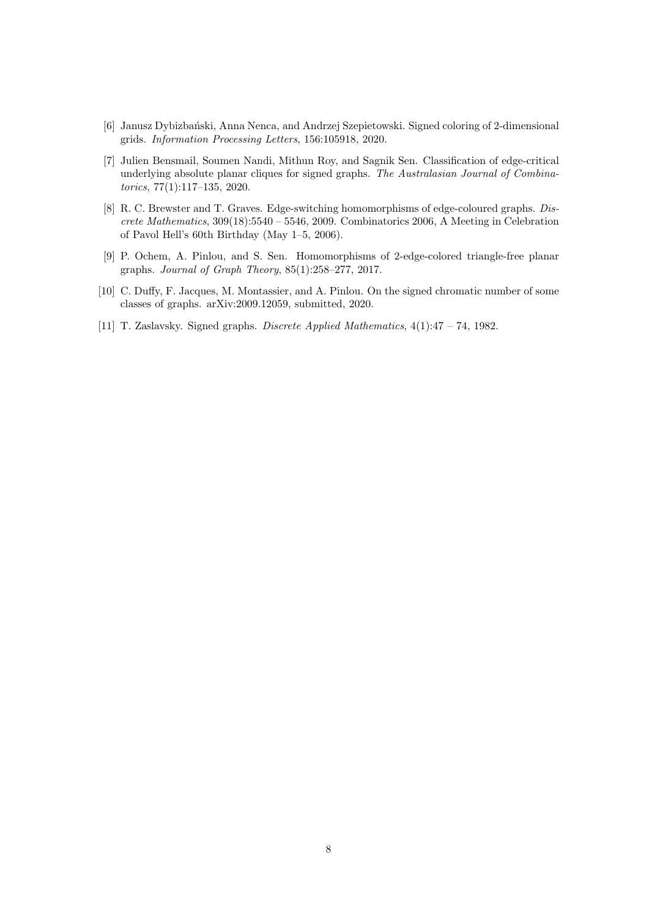[6] Janusz Dybizbański, Anna Nenca, and Andrzej Szepietowski. Signed coloring of 2-dimensional grids. *Information Processing Letters*, 156:105918, 2020.

[7] Julien Bensmail, Soumen Nandi, Mithun Roy, and Sagnik Sen. Classification of edge-critical underlying absolute planar cliques for signed graphs. *The Australasian Journal of Combinatorics*, 77(1):117–135, 2020.

[8] R. C. Brewster and T. Graves. Edge-switching homomorphisms of edge-coloured graphs. *Discrete Mathematics*, 309(18):5540 – 5546, 2009. Combinatorics 2006, A Meeting in Celebration of Pavol Hell's 60th Birthday (May 1–5, 2006).

[9] P. Ochem, A. Pinlou, and S. Sen. Homomorphisms of 2-edge-colored triangle-free planar graphs. *Journal of Graph Theory*, 85(1):258–277, 2017.

[10] C. Duffy, F. Jacques, M. Montassier, and A. Pinlou. On the signed chromatic number of some classes of graphs. arXiv:2009.12059, submitted, 2020.

[11] T. Zaslavsky. Signed graphs. *Discrete Applied Mathematics*, 4(1):47 – 74, 1982.